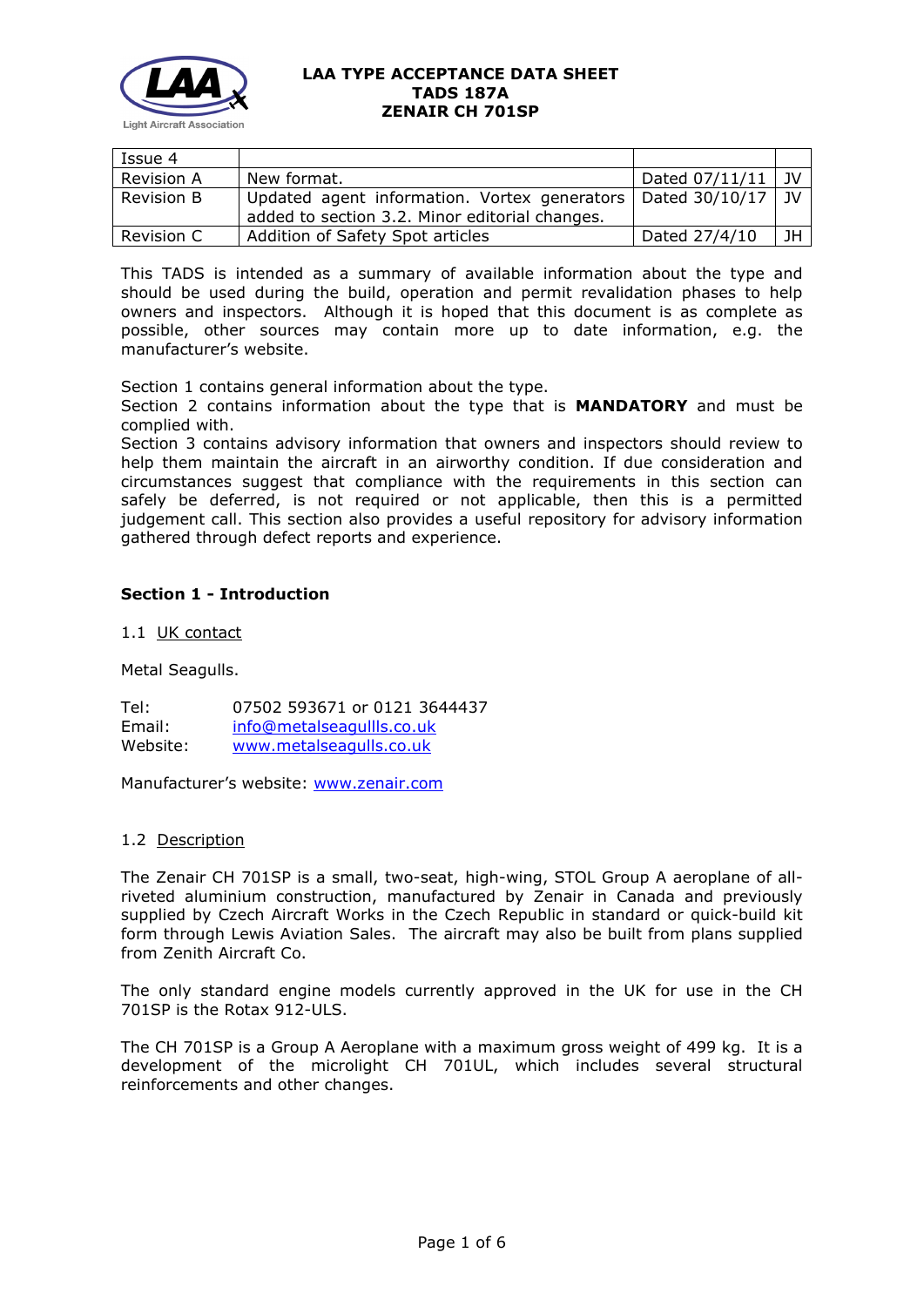# LAA TYPE ACCEPTANCE DATA SHEET
# TADS 187A
# ZENAIR CH 701SP

| Issue 4 | | | |
|---|---|---|---|
| Revision A | New format. | Dated 07/11/11 | JV |
| Revision B | Updated agent information. Vortex generators added to section 3.2. Minor editorial changes. | Dated 30/10/17 | JV |
| Revision C | Addition of Safety Spot articles | Dated 27/4/10 | JH |

This TADS is intended as a summary of available information about the type and should be used during the build, operation and permit revalidation phases to help owners and inspectors. Although it is hoped that this document is as complete as possible, other sources may contain more up to date information, e.g. the manufacturer's website.

Section 1 contains general information about the type.
Section 2 contains information about the type that is **MANDATORY** and must be complied with.
Section 3 contains advisory information that owners and inspectors should review to help them maintain the aircraft in an airworthy condition. If due consideration and circumstances suggest that compliance with the requirements in this section can safely be deferred, is not required or not applicable, then this is a permitted judgement call. This section also provides a useful repository for advisory information gathered through defect reports and experience.

## Section 1 - Introduction

1.1 UK contact

Metal Seagulls.

Tel: 07502 593671 or 0121 3644437
Email: info@metalseagullls.co.uk
Website: www.metalseagulls.co.uk

Manufacturer's website: www.zenair.com

1.2 Description

The Zenair CH 701SP is a small, two-seat, high-wing, STOL Group A aeroplane of all-riveted aluminium construction, manufactured by Zenair in Canada and previously supplied by Czech Aircraft Works in the Czech Republic in standard or quick-build kit form through Lewis Aviation Sales. The aircraft may also be built from plans supplied from Zenith Aircraft Co.

The only standard engine models currently approved in the UK for use in the CH 701SP is the Rotax 912-ULS.

The CH 701SP is a Group A Aeroplane with a maximum gross weight of 499 kg. It is a development of the microlight CH 701UL, which includes several structural reinforcements and other changes.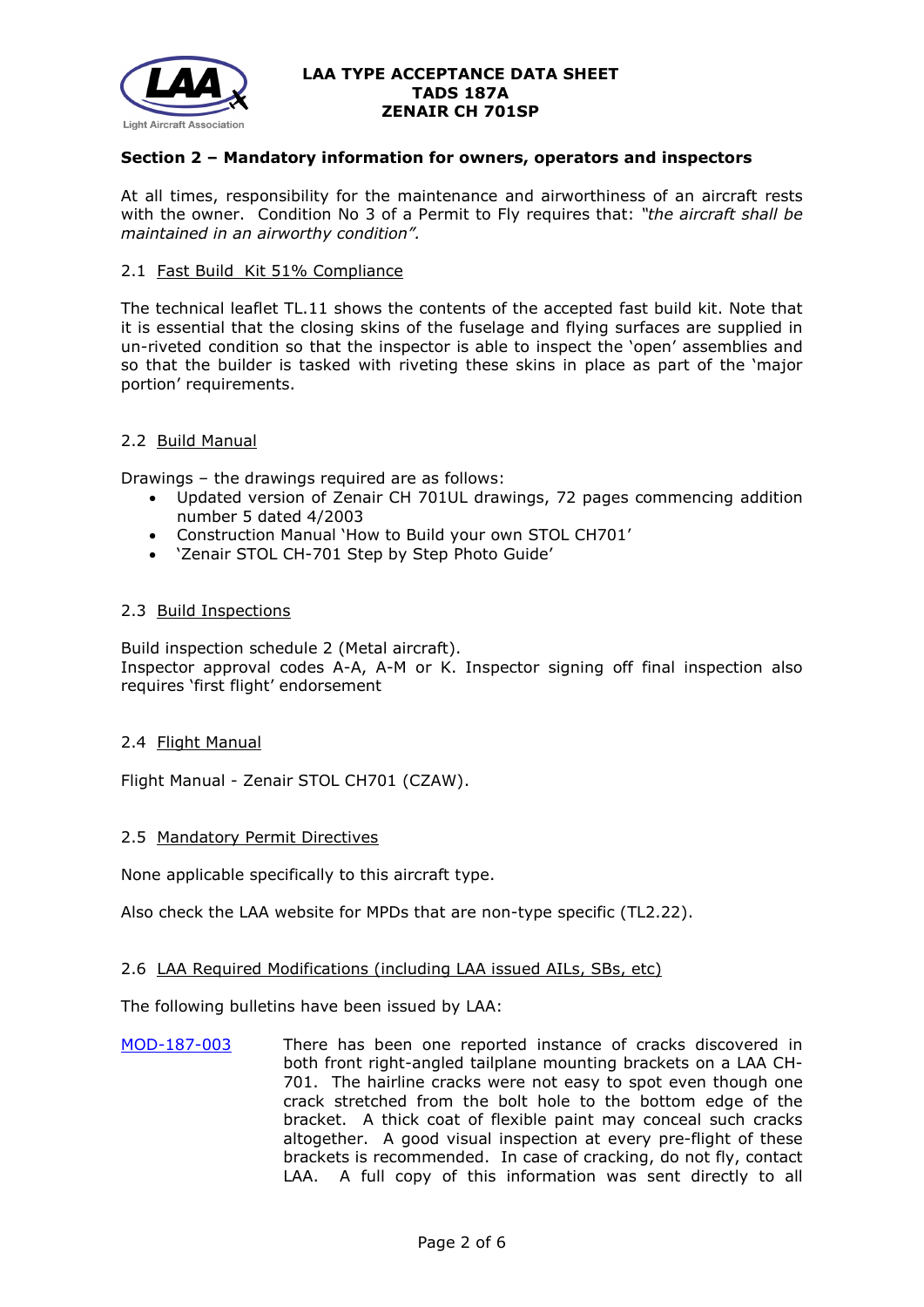## Section 2 – Mandatory information for owners, operators and inspectors

At all times, responsibility for the maintenance and airworthiness of an aircraft rests with the owner. Condition No 3 of a Permit to Fly requires that: *"the aircraft shall be maintained in an airworthy condition".*

### 2.1 Fast Build Kit 51% Compliance

The technical leaflet TL.11 shows the contents of the accepted fast build kit. Note that it is essential that the closing skins of the fuselage and flying surfaces are supplied in un-riveted condition so that the inspector is able to inspect the 'open' assemblies and so that the builder is tasked with riveting these skins in place as part of the 'major portion' requirements.

### 2.2 Build Manual

Drawings – the drawings required are as follows:

- Updated version of Zenair CH 701UL drawings, 72 pages commencing addition number 5 dated 4/2003
- Construction Manual 'How to Build your own STOL CH701'
- 'Zenair STOL CH-701 Step by Step Photo Guide'

### 2.3 Build Inspections

Build inspection schedule 2 (Metal aircraft).
Inspector approval codes A-A, A-M or K. Inspector signing off final inspection also requires 'first flight' endorsement

### 2.4 Flight Manual

Flight Manual - Zenair STOL CH701 (CZAW).

### 2.5 Mandatory Permit Directives

None applicable specifically to this aircraft type.

Also check the LAA website for MPDs that are non-type specific (TL2.22).

### 2.6 LAA Required Modifications (including LAA issued AILs, SBs, etc)

The following bulletins have been issued by LAA:

MOD-187-003 There has been one reported instance of cracks discovered in both front right-angled tailplane mounting brackets on a LAA CH-701. The hairline cracks were not easy to spot even though one crack stretched from the bolt hole to the bottom edge of the bracket. A thick coat of flexible paint may conceal such cracks altogether. A good visual inspection at every pre-flight of these brackets is recommended. In case of cracking, do not fly, contact LAA. A full copy of this information was sent directly to all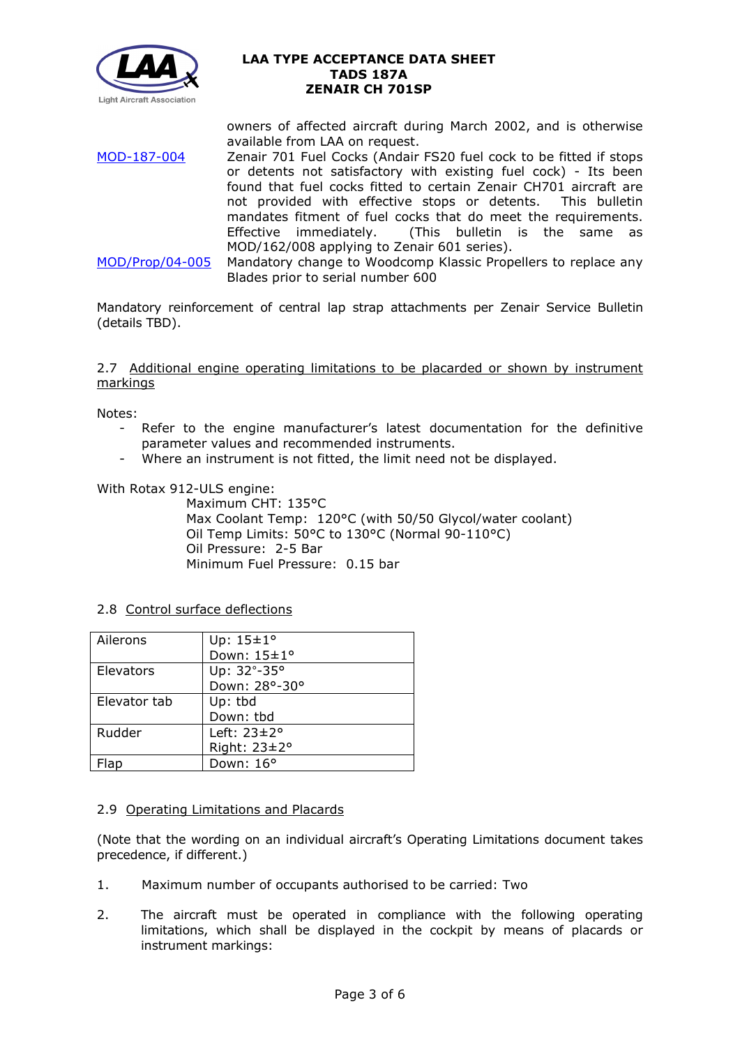owners of affected aircraft during March 2002, and is otherwise available from LAA on request.

| | |
|---|---|
| MOD-187-004 | Zenair 701 Fuel Cocks (Andair FS20 fuel cock to be fitted if stops or detents not satisfactory with existing fuel cock) - Its been found that fuel cocks fitted to certain Zenair CH701 aircraft are not provided with effective stops or detents. This bulletin mandates fitment of fuel cocks that do meet the requirements. Effective immediately. (This bulletin is the same as MOD/162/008 applying to Zenair 601 series). |
| MOD/Prop/04-005 | Mandatory change to Woodcomp Klassic Propellers to replace any Blades prior to serial number 600 |

Mandatory reinforcement of central lap strap attachments per Zenair Service Bulletin (details TBD).

## 2.7 Additional engine operating limitations to be placarded or shown by instrument markings

Notes:

- Refer to the engine manufacturer's latest documentation for the definitive parameter values and recommended instruments.
- Where an instrument is not fitted, the limit need not be displayed.

With Rotax 912-ULS engine:

Maximum CHT: 135°C
Max Coolant Temp: 120°C (with 50/50 Glycol/water coolant)
Oil Temp Limits: 50°C to 130°C (Normal 90-110°C)
Oil Pressure: 2-5 Bar
Minimum Fuel Pressure: 0.15 bar

## 2.8 Control surface deflections

| | |
|---|---|
| Ailerons | Up: 15±1°<br>Down: 15±1° |
| Elevators | Up: 32°-35°<br>Down: 28°-30° |
| Elevator tab | Up: tbd<br>Down: tbd |
| Rudder | Left: 23±2°<br>Right: 23±2° |
| Flap | Down: 16° |

## 2.9 Operating Limitations and Placards

(Note that the wording on an individual aircraft's Operating Limitations document takes precedence, if different.)

1. Maximum number of occupants authorised to be carried: Two

2. The aircraft must be operated in compliance with the following operating limitations, which shall be displayed in the cockpit by means of placards or instrument markings: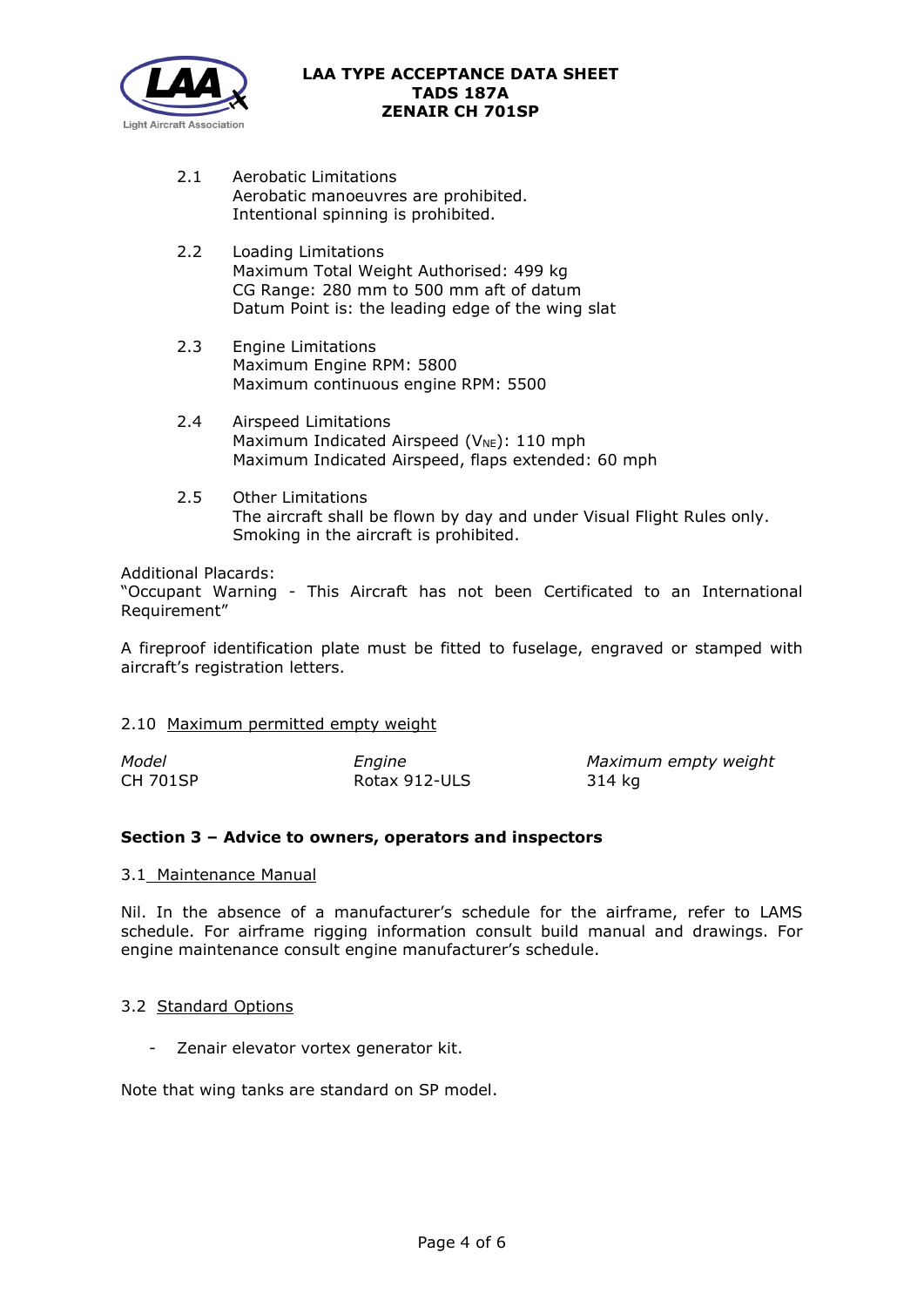2.1 Aerobatic Limitations
Aerobatic manoeuvres are prohibited.
Intentional spinning is prohibited.

2.2 Loading Limitations
Maximum Total Weight Authorised: 499 kg
CG Range: 280 mm to 500 mm aft of datum
Datum Point is: the leading edge of the wing slat

2.3 Engine Limitations
Maximum Engine RPM: 5800
Maximum continuous engine RPM: 5500

2.4 Airspeed Limitations
Maximum Indicated Airspeed ($V_{NE}$): 110 mph
Maximum Indicated Airspeed, flaps extended: 60 mph

2.5 Other Limitations
The aircraft shall be flown by day and under Visual Flight Rules only.
Smoking in the aircraft is prohibited.

Additional Placards:
"Occupant Warning - This Aircraft has not been Certificated to an International Requirement"

A fireproof identification plate must be fitted to fuselage, engraved or stamped with aircraft's registration letters.

2.10 Maximum permitted empty weight

| *Model* | *Engine* | *Maximum empty weight* |
|---|---|---|
| CH 701SP | Rotax 912-ULS | 314 kg |

## Section 3 – Advice to owners, operators and inspectors

3.1 Maintenance Manual

Nil. In the absence of a manufacturer's schedule for the airframe, refer to LAMS schedule. For airframe rigging information consult build manual and drawings. For engine maintenance consult engine manufacturer's schedule.

3.2 Standard Options

- Zenair elevator vortex generator kit.

Note that wing tanks are standard on SP model.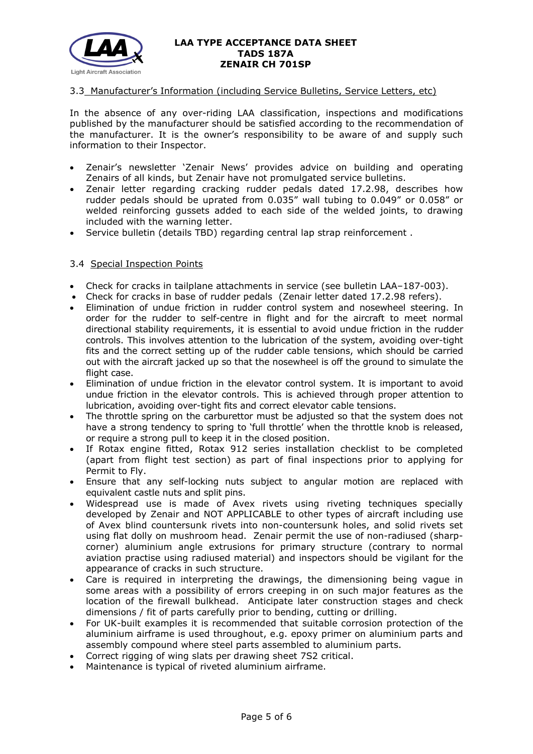### 3.3 Manufacturer's Information (including Service Bulletins, Service Letters, etc)

In the absence of any over-riding LAA classification, inspections and modifications published by the manufacturer should be satisfied according to the recommendation of the manufacturer. It is the owner's responsibility to be aware of and supply such information to their Inspector.

- Zenair's newsletter 'Zenair News' provides advice on building and operating Zenairs of all kinds, but Zenair have not promulgated service bulletins.
- Zenair letter regarding cracking rudder pedals dated 17.2.98, describes how rudder pedals should be uprated from 0.035" wall tubing to 0.049" or 0.058" or welded reinforcing gussets added to each side of the welded joints, to drawing included with the warning letter.
- Service bulletin (details TBD) regarding central lap strap reinforcement .

### 3.4 Special Inspection Points

- Check for cracks in tailplane attachments in service (see bulletin LAA–187-003).
- Check for cracks in base of rudder pedals (Zenair letter dated 17.2.98 refers).
- Elimination of undue friction in rudder control system and nosewheel steering. In order for the rudder to self-centre in flight and for the aircraft to meet normal directional stability requirements, it is essential to avoid undue friction in the rudder controls. This involves attention to the lubrication of the system, avoiding over-tight fits and the correct setting up of the rudder cable tensions, which should be carried out with the aircraft jacked up so that the nosewheel is off the ground to simulate the flight case.
- Elimination of undue friction in the elevator control system. It is important to avoid undue friction in the elevator controls. This is achieved through proper attention to lubrication, avoiding over-tight fits and correct elevator cable tensions.
- The throttle spring on the carburettor must be adjusted so that the system does not have a strong tendency to spring to 'full throttle' when the throttle knob is released, or require a strong pull to keep it in the closed position.
- If Rotax engine fitted, Rotax 912 series installation checklist to be completed (apart from flight test section) as part of final inspections prior to applying for Permit to Fly.
- Ensure that any self-locking nuts subject to angular motion are replaced with equivalent castle nuts and split pins.
- Widespread use is made of Avex rivets using riveting techniques specially developed by Zenair and NOT APPLICABLE to other types of aircraft including use of Avex blind countersunk rivets into non-countersunk holes, and solid rivets set using flat dolly on mushroom head. Zenair permit the use of non-radiused (sharp-corner) aluminium angle extrusions for primary structure (contrary to normal aviation practise using radiused material) and inspectors should be vigilant for the appearance of cracks in such structure.
- Care is required in interpreting the drawings, the dimensioning being vague in some areas with a possibility of errors creeping in on such major features as the location of the firewall bulkhead. Anticipate later construction stages and check dimensions / fit of parts carefully prior to bending, cutting or drilling.
- For UK-built examples it is recommended that suitable corrosion protection of the aluminium airframe is used throughout, e.g. epoxy primer on aluminium parts and assembly compound where steel parts assembled to aluminium parts.
- Correct rigging of wing slats per drawing sheet 7S2 critical.
- Maintenance is typical of riveted aluminium airframe.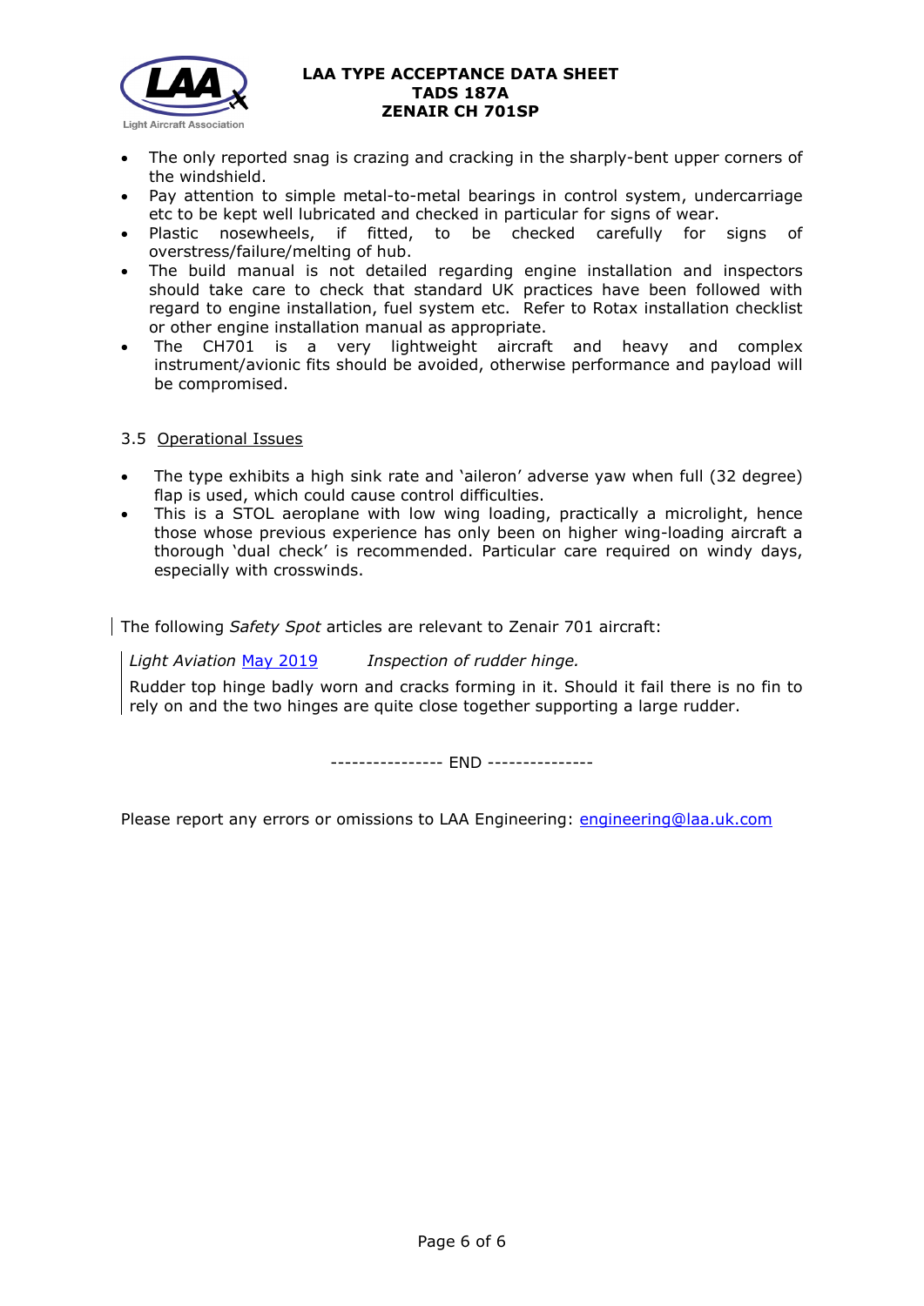- The only reported snag is crazing and cracking in the sharply-bent upper corners of the windshield.
- Pay attention to simple metal-to-metal bearings in control system, undercarriage etc to be kept well lubricated and checked in particular for signs of wear.
- Plastic nosewheels, if fitted, to be checked carefully for signs of overstress/failure/melting of hub.
- The build manual is not detailed regarding engine installation and inspectors should take care to check that standard UK practices have been followed with regard to engine installation, fuel system etc. Refer to Rotax installation checklist or other engine installation manual as appropriate.
- The CH701 is a very lightweight aircraft and heavy and complex instrument/avionic fits should be avoided, otherwise performance and payload will be compromised.

3.5 Operational Issues

- The type exhibits a high sink rate and 'aileron' adverse yaw when full (32 degree) flap is used, which could cause control difficulties.
- This is a STOL aeroplane with low wing loading, practically a microlight, hence those whose previous experience has only been on higher wing-loading aircraft a thorough 'dual check' is recommended. Particular care required on windy days, especially with crosswinds.

The following *Safety Spot* articles are relevant to Zenair 701 aircraft:

*Light Aviation* May 2019 *Inspection of rudder hinge.*

Rudder top hinge badly worn and cracks forming in it. Should it fail there is no fin to rely on and the two hinges are quite close together supporting a large rudder.

---------------- END ---------------

Please report any errors or omissions to LAA Engineering: engineering@laa.uk.com